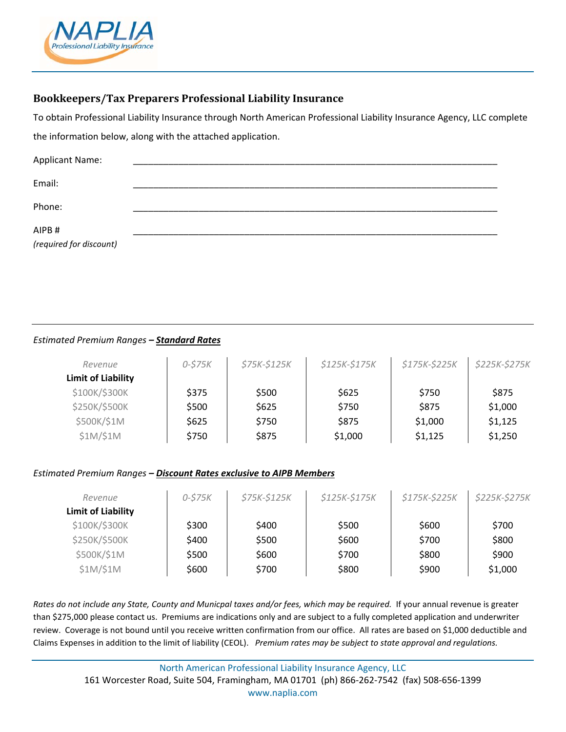NAPLIA
Professional Liability Insurance

## Bookkeepers/Tax Preparers Professional Liability Insurance

To obtain Professional Liability Insurance through North American Professional Liability Insurance Agency, LLC complete the information below, along with the attached application.

Applicant Name: ___________________________________________________________________________

Email: ___________________________________________________________________________

Phone: ___________________________________________________________________________

AIPB # ___________________________________________________________________________
*(required for discount)*

---

*Estimated Premium Ranges –* ***Standard Rates***

| *Revenue* **Limit of Liability** | *0-$75K* | *$75K-$125K* | *$125K-$175K* | *$175K-$225K* | *$225K-$275K* |
|---|---|---|---|---|---|
| $100K/$300K | $375 | $500 | $625 | $750 | $875 |
| $250K/$500K | $500 | $625 | $750 | $875 | $1,000 |
| $500K/$1M | $625 | $750 | $875 | $1,000 | $1,125 |
| $1M/$1M | $750 | $875 | $1,000 | $1,125 | $1,250 |

*Estimated Premium Ranges –* ***Discount Rates exclusive to AIPB Members***

| *Revenue* **Limit of Liability** | *0-$75K* | *$75K-$125K* | *$125K-$175K* | *$175K-$225K* | *$225K-$275K* |
|---|---|---|---|---|---|
| $100K/$300K | $300 | $400 | $500 | $600 | $700 |
| $250K/$500K | $400 | $500 | $600 | $700 | $800 |
| $500K/$1M | $500 | $600 | $700 | $800 | $900 |
| $1M/$1M | $600 | $700 | $800 | $900 | $1,000 |

*Rates do not include any State, County and Municpal taxes and/or fees, which may be required.* If your annual revenue is greater than $275,000 please contact us. Premiums are indications only and are subject to a fully completed application and underwriter review. Coverage is not bound until you receive written confirmation from our office. All rates are based on $1,000 deductible and Claims Expenses in addition to the limit of liability (CEOL). *Premium rates may be subject to state approval and regulations.*

North American Professional Liability Insurance Agency, LLC
161 Worcester Road, Suite 504, Framingham, MA 01701 (ph) 866-262-7542 (fax) 508-656-1399
www.naplia.com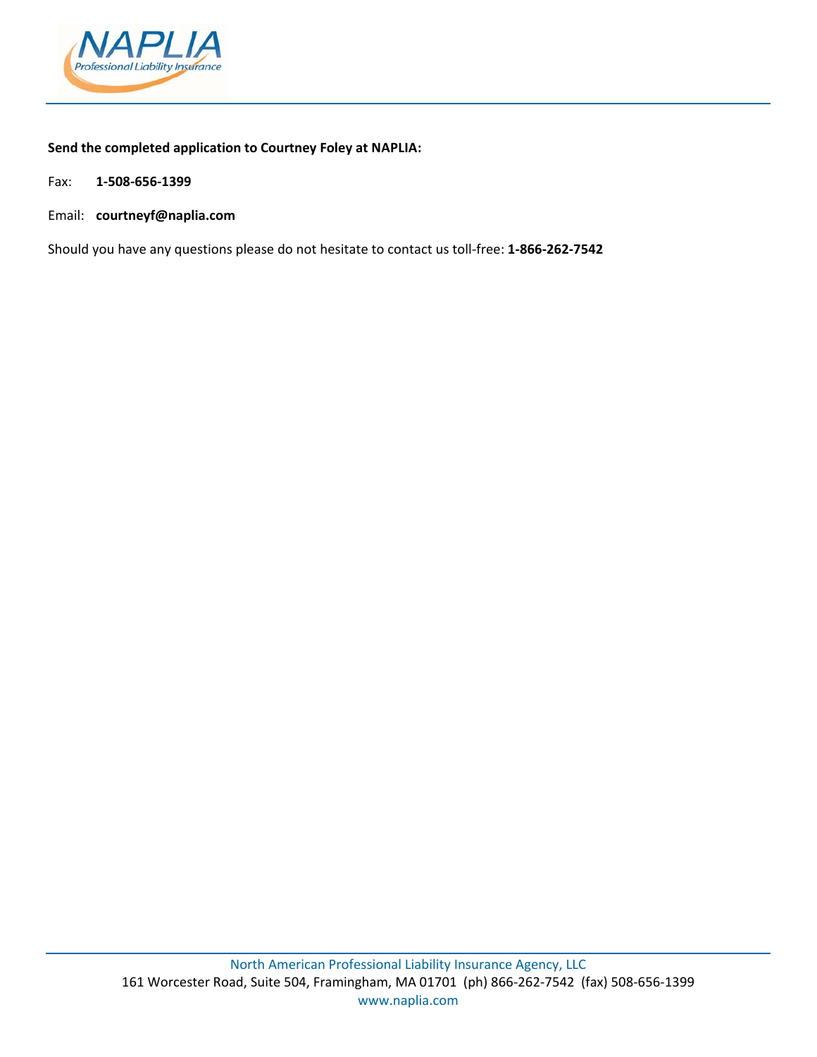**Send the completed application to Courtney Foley at NAPLIA:**

Fax: **1-508-656-1399**

Email: **courtneyf@naplia.com**

Should you have any questions please do not hesitate to contact us toll-free: **1-866-262-7542**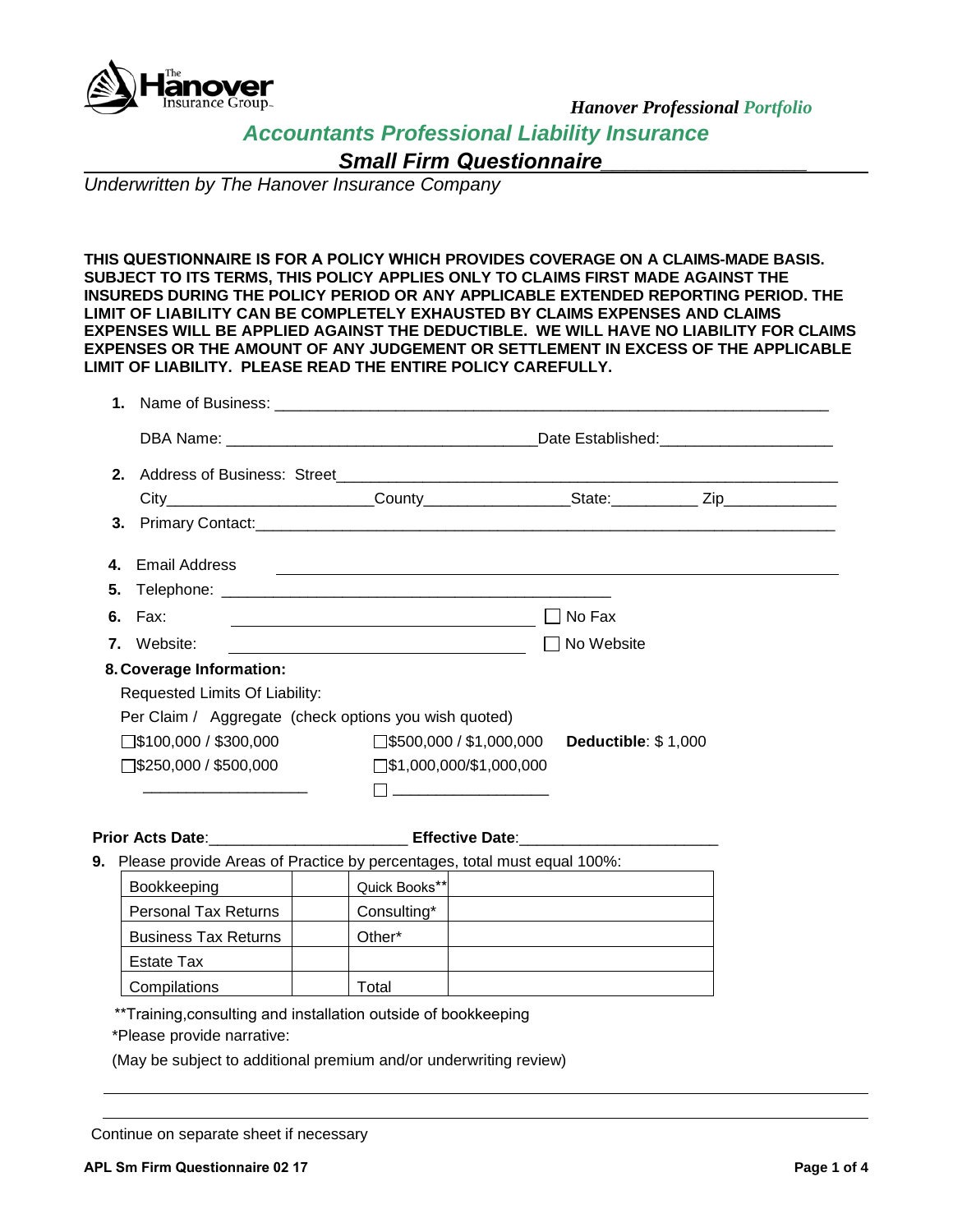*Hanover Professional Portfolio*

## *Accountants Professional Liability Insurance*

## *Small Firm Questionnaire*

*Underwritten by The Hanover Insurance Company*

**THIS QUESTIONNAIRE IS FOR A POLICY WHICH PROVIDES COVERAGE ON A CLAIMS-MADE BASIS. SUBJECT TO ITS TERMS, THIS POLICY APPLIES ONLY TO CLAIMS FIRST MADE AGAINST THE INSUREDS DURING THE POLICY PERIOD OR ANY APPLICABLE EXTENDED REPORTING PERIOD. THE LIMIT OF LIABILITY CAN BE COMPLETELY EXHAUSTED BY CLAIMS EXPENSES AND CLAIMS EXPENSES WILL BE APPLIED AGAINST THE DEDUCTIBLE. WE WILL HAVE NO LIABILITY FOR CLAIMS EXPENSES OR THE AMOUNT OF ANY JUDGEMENT OR SETTLEMENT IN EXCESS OF THE APPLICABLE LIMIT OF LIABILITY. PLEASE READ THE ENTIRE POLICY CAREFULLY.**

**1.** Name of Business: ___________________________________________

DBA Name: ______________________________ Date Established: ________________

**2.** Address of Business: Street___________________________________________

City____________________ County______________ State:________ Zip___________

**3.** Primary Contact: ___________________________________________

**4.** Email Address ___________________________________________

**5.** Telephone: ______________________________

**6.** Fax: ______________________________ ☐ No Fax

**7.** Website: ______________________________ ☐ No Website

**8. Coverage Information:**

Requested Limits Of Liability:

Per Claim / Aggregate (check options you wish quoted)

☐ $100,000 / $300,000 ☐ $500,000 / $1,000,000 **Deductible**: $ 1,000

☐ $250,000 / $500,000 ☐ $1,000,000/$1,000,000

________________ ☐ ________________

**Prior Acts Date**:____________________ **Effective Date**:____________________

**9.** Please provide Areas of Practice by percentages, total must equal 100%:

| | | | |
|---|---|---|---|
| Bookkeeping | | Quick Books** | |
| Personal Tax Returns | | Consulting* | |
| Business Tax Returns | | Other* | |
| Estate Tax | | | |
| Compilations | | Total | |

**Training,consulting and installation outside of bookkeeping

*Please provide narrative:

(May be subject to additional premium and/or underwriting review)

___________________________________________

___________________________________________

Continue on separate sheet if necessary

APL Sm Firm Questionnaire 02 17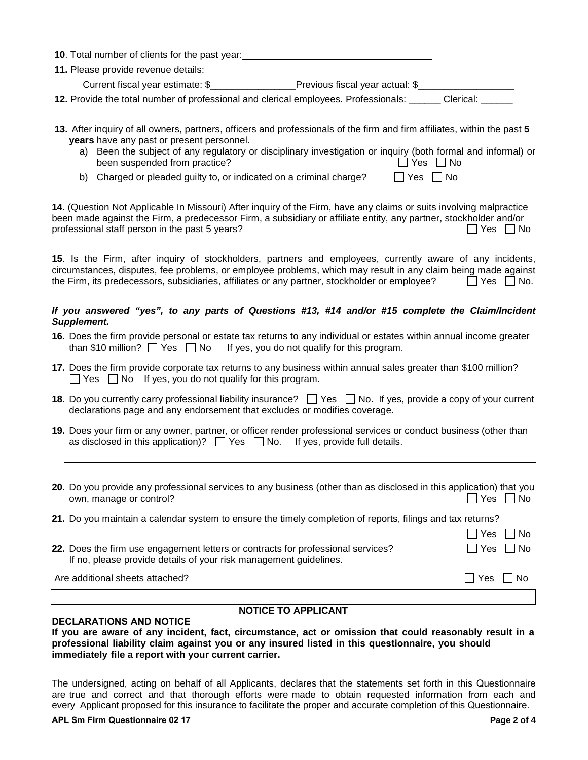**10**. Total number of clients for the past year: ___________________________________

**11.** Please provide revenue details:

Current fiscal year estimate: $________________ Previous fiscal year actual: $__________________

**12.** Provide the total number of professional and clerical employees. Professionals: ______ Clerical: ______

**13.** After inquiry of all owners, partners, officers and professionals of the firm and firm affiliates, within the past **5 years** have any past or present personnel.

a) Been the subject of any regulatory or disciplinary investigation or inquiry (both formal and informal) or been suspended from practice? ☐ Yes ☐ No

b) Charged or pleaded guilty to, or indicated on a criminal charge? ☐ Yes ☐ No

**14**. (Question Not Applicable In Missouri) After inquiry of the Firm, have any claims or suits involving malpractice been made against the Firm, a predecessor Firm, a subsidiary or affiliate entity, any partner, stockholder and/or professional staff person in the past 5 years? ☐ Yes ☐ No

**15**. Is the Firm, after inquiry of stockholders, partners and employees, currently aware of any incidents, circumstances, disputes, fee problems, or employee problems, which may result in any claim being made against the Firm, its predecessors, subsidiaries, affiliates or any partner, stockholder or employee? ☐ Yes ☐ No.

***If you answered "yes", to any parts of Questions #13, #14 and/or #15 complete the Claim/Incident Supplement.***

**16.** Does the firm provide personal or estate tax returns to any individual or estates within annual income greater than $10 million? ☐ Yes ☐ No If yes, you do not qualify for this program.

**17.** Does the firm provide corporate tax returns to any business within annual sales greater than $100 million? ☐ Yes ☐ No If yes, you do not qualify for this program.

**18.** Do you currently carry professional liability insurance? ☐ Yes ☐ No. If yes, provide a copy of your current declarations page and any endorsement that excludes or modifies coverage.

**19.** Does your firm or any owner, partner, or officer render professional services or conduct business (other than as disclosed in this application)? ☐ Yes ☐ No. If yes, provide full details.

______________________________________________________________________________

______________________________________________________________________________

**20.** Do you provide any professional services to any business (other than as disclosed in this application) that you own, manage or control? ☐ Yes ☐ No

**21.** Do you maintain a calendar system to ensure the timely completion of reports, filings and tax returns? ☐ Yes ☐ No

**22.** Does the firm use engagement letters or contracts for professional services? ☐ Yes ☐ No
If no, please provide details of your risk management guidelines.

Are additional sheets attached? ☐ Yes ☐ No

**NOTICE TO APPLICANT**

**DECLARATIONS AND NOTICE**

**If you are aware of any incident, fact, circumstance, act or omission that could reasonably result in a professional liability claim against you or any insured listed in this questionnaire, you should immediately file a report with your current carrier.**

The undersigned, acting on behalf of all Applicants, declares that the statements set forth in this Questionnaire are true and correct and that thorough efforts were made to obtain requested information from each and every Applicant proposed for this insurance to facilitate the proper and accurate completion of this Questionnaire.

**APL Sm Firm Questionnaire 02 17**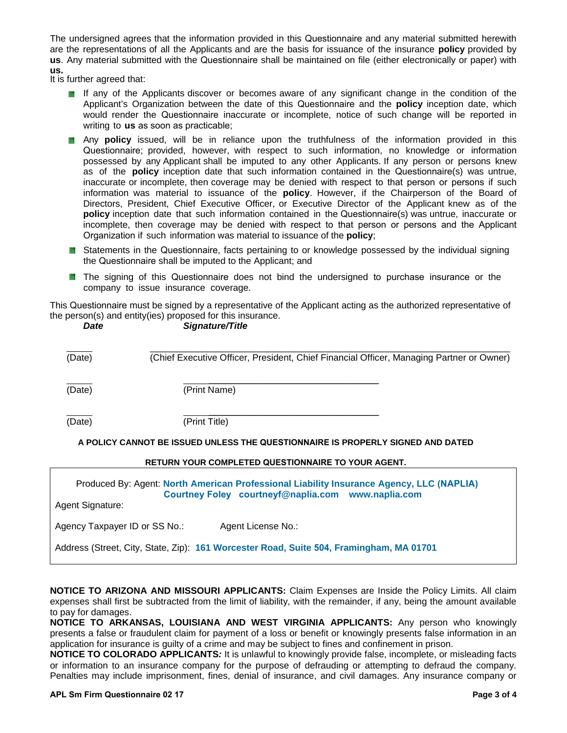The undersigned agrees that the information provided in this Questionnaire and any material submitted herewith are the representations of all the Applicants and are the basis for issuance of the insurance **policy** provided by **us**. Any material submitted with the Questionnaire shall be maintained on file (either electronically or paper) with **us.**

It is further agreed that:

- If any of the Applicants discover or becomes aware of any significant change in the condition of the Applicant's Organization between the date of this Questionnaire and the **policy** inception date, which would render the Questionnaire inaccurate or incomplete, notice of such change will be reported in writing to **us** as soon as practicable;
- Any **policy** issued, will be in reliance upon the truthfulness of the information provided in this Questionnaire; provided, however, with respect to such information, no knowledge or information possessed by any Applicant shall be imputed to any other Applicants. If any person or persons knew as of the **policy** inception date that such information contained in the Questionnaire(s) was untrue, inaccurate or incomplete, then coverage may be denied with respect to that person or persons if such information was material to issuance of the **policy**. However, if the Chairperson of the Board of Directors, President, Chief Executive Officer, or Executive Director of the Applicant knew as of the **policy** inception date that such information contained in the Questionnaire(s) was untrue, inaccurate or incomplete, then coverage may be denied with respect to that person or persons and the Applicant Organization if such information was material to issuance of the **policy**;
- Statements in the Questionnaire, facts pertaining to or knowledge possessed by the individual signing the Questionnaire shall be imputed to the Applicant; and
- The signing of this Questionnaire does not bind the undersigned to purchase insurance or the company to issue insurance coverage.

This Questionnaire must be signed by a representative of the Applicant acting as the authorized representative of the person(s) and entity(ies) proposed for this insurance.

***Date*** ***Signature/Title***

_____ (Date) ____________________ (Chief Executive Officer, President, Chief Financial Officer, Managing Partner or Owner)

_____ (Date) ____________________ (Print Name)

_____ (Date) ____________________ (Print Title)

**A POLICY CANNOT BE ISSUED UNLESS THE QUESTIONNAIRE IS PROPERLY SIGNED AND DATED**

**RETURN YOUR COMPLETED QUESTIONNAIRE TO YOUR AGENT.**

Produced By: Agent: **North American Professional Liability Insurance Agency, LLC (NAPLIA)**
**Courtney Foley courtneyf@naplia.com www.naplia.com**

Agent Signature:

Agency Taxpayer ID or SS No.: Agent License No.:

Address (Street, City, State, Zip): **161 Worcester Road, Suite 504, Framingham, MA 01701**

**NOTICE TO ARIZONA AND MISSOURI APPLICANTS:** Claim Expenses are Inside the Policy Limits. All claim expenses shall first be subtracted from the limit of liability, with the remainder, if any, being the amount available to pay for damages.

**NOTICE TO ARKANSAS, LOUISIANA AND WEST VIRGINIA APPLICANTS:** Any person who knowingly presents a false or fraudulent claim for payment of a loss or benefit or knowingly presents false information in an application for insurance is guilty of a crime and may be subject to fines and confinement in prison.

**NOTICE TO COLORADO APPLICANTS:** It is unlawful to knowingly provide false, incomplete, or misleading facts or information to an insurance company for the purpose of defrauding or attempting to defraud the company. Penalties may include imprisonment, fines, denial of insurance, and civil damages. Any insurance company or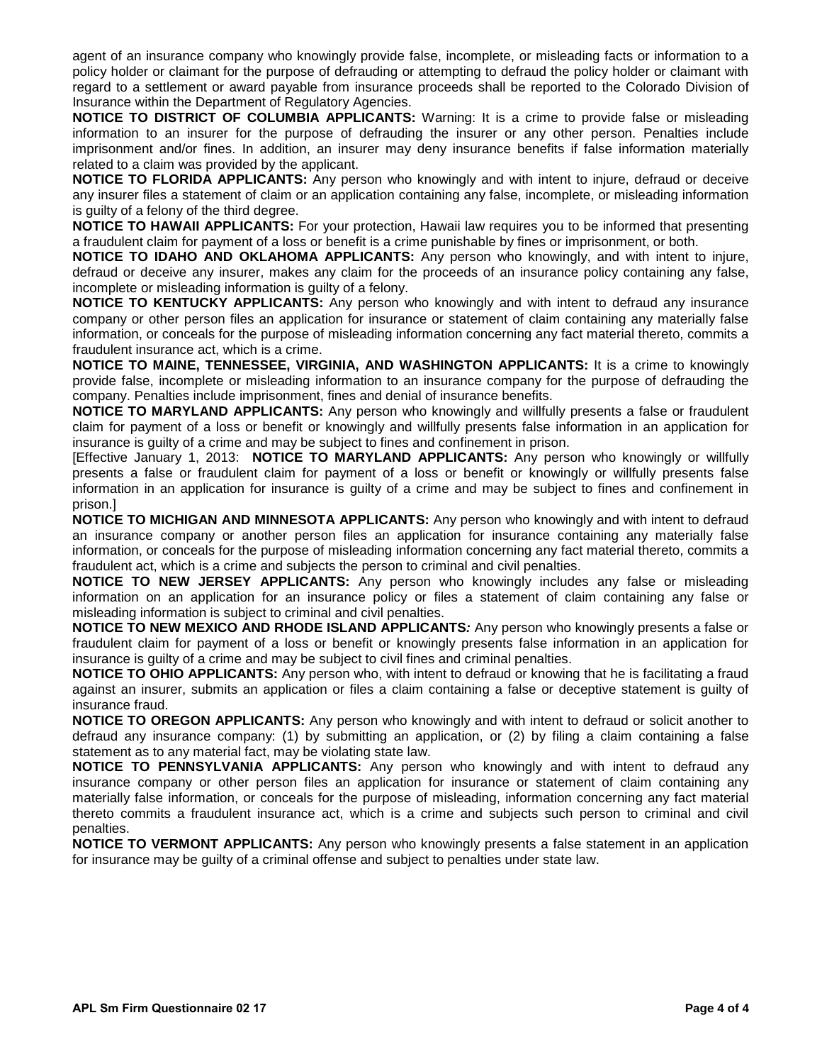agent of an insurance company who knowingly provide false, incomplete, or misleading facts or information to a policy holder or claimant for the purpose of defrauding or attempting to defraud the policy holder or claimant with regard to a settlement or award payable from insurance proceeds shall be reported to the Colorado Division of Insurance within the Department of Regulatory Agencies.

**NOTICE TO DISTRICT OF COLUMBIA APPLICANTS:** Warning: It is a crime to provide false or misleading information to an insurer for the purpose of defrauding the insurer or any other person. Penalties include imprisonment and/or fines. In addition, an insurer may deny insurance benefits if false information materially related to a claim was provided by the applicant.

**NOTICE TO FLORIDA APPLICANTS:** Any person who knowingly and with intent to injure, defraud or deceive any insurer files a statement of claim or an application containing any false, incomplete, or misleading information is guilty of a felony of the third degree.

**NOTICE TO HAWAII APPLICANTS:** For your protection, Hawaii law requires you to be informed that presenting a fraudulent claim for payment of a loss or benefit is a crime punishable by fines or imprisonment, or both.

**NOTICE TO IDAHO AND OKLAHOMA APPLICANTS:** Any person who knowingly, and with intent to injure, defraud or deceive any insurer, makes any claim for the proceeds of an insurance policy containing any false, incomplete or misleading information is guilty of a felony.

**NOTICE TO KENTUCKY APPLICANTS:** Any person who knowingly and with intent to defraud any insurance company or other person files an application for insurance or statement of claim containing any materially false information, or conceals for the purpose of misleading information concerning any fact material thereto, commits a fraudulent insurance act, which is a crime.

**NOTICE TO MAINE, TENNESSEE, VIRGINIA, AND WASHINGTON APPLICANTS:** It is a crime to knowingly provide false, incomplete or misleading information to an insurance company for the purpose of defrauding the company. Penalties include imprisonment, fines and denial of insurance benefits.

**NOTICE TO MARYLAND APPLICANTS:** Any person who knowingly and willfully presents a false or fraudulent claim for payment of a loss or benefit or knowingly and willfully presents false information in an application for insurance is guilty of a crime and may be subject to fines and confinement in prison.

[Effective January 1, 2013: **NOTICE TO MARYLAND APPLICANTS:** Any person who knowingly or willfully presents a false or fraudulent claim for payment of a loss or benefit or knowingly or willfully presents false information in an application for insurance is guilty of a crime and may be subject to fines and confinement in prison.]

**NOTICE TO MICHIGAN AND MINNESOTA APPLICANTS:** Any person who knowingly and with intent to defraud an insurance company or another person files an application for insurance containing any materially false information, or conceals for the purpose of misleading information concerning any fact material thereto, commits a fraudulent act, which is a crime and subjects the person to criminal and civil penalties.

**NOTICE TO NEW JERSEY APPLICANTS:** Any person who knowingly includes any false or misleading information on an application for an insurance policy or files a statement of claim containing any false or misleading information is subject to criminal and civil penalties.

**NOTICE TO NEW MEXICO AND RHODE ISLAND APPLICANTS*:*** Any person who knowingly presents a false or fraudulent claim for payment of a loss or benefit or knowingly presents false information in an application for insurance is guilty of a crime and may be subject to civil fines and criminal penalties.

**NOTICE TO OHIO APPLICANTS:** Any person who, with intent to defraud or knowing that he is facilitating a fraud against an insurer, submits an application or files a claim containing a false or deceptive statement is guilty of insurance fraud.

**NOTICE TO OREGON APPLICANTS:** Any person who knowingly and with intent to defraud or solicit another to defraud any insurance company: (1) by submitting an application, or (2) by filing a claim containing a false statement as to any material fact, may be violating state law.

**NOTICE TO PENNSYLVANIA APPLICANTS:** Any person who knowingly and with intent to defraud any insurance company or other person files an application for insurance or statement of claim containing any materially false information, or conceals for the purpose of misleading, information concerning any fact material thereto commits a fraudulent insurance act, which is a crime and subjects such person to criminal and civil penalties.

**NOTICE TO VERMONT APPLICANTS:** Any person who knowingly presents a false statement in an application for insurance may be guilty of a criminal offense and subject to penalties under state law.

**APL Sm Firm Questionnaire 02 17**